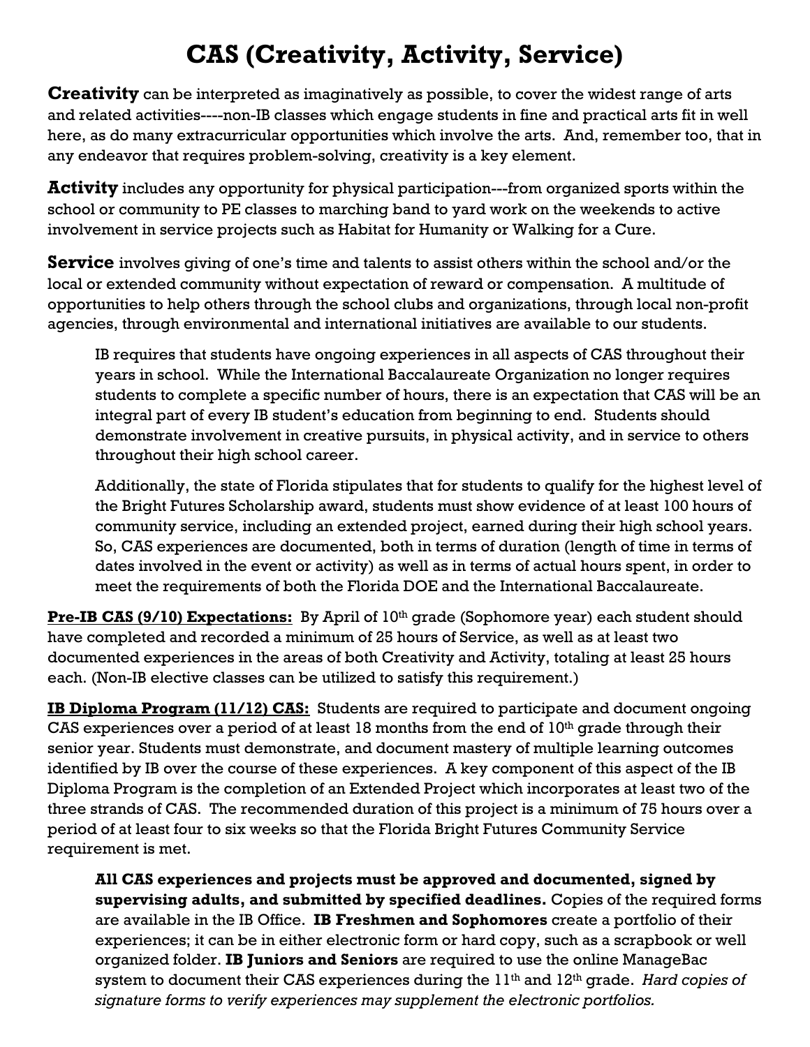# CAS (Creativity, Activity, Service)

**Creativity** can be interpreted as imaginatively as possible, to cover the widest range of arts and related activities----non-IB classes which engage students in fine and practical arts fit in well here, as do many extracurricular opportunities which involve the arts. And, remember too, that in any endeavor that requires problem-solving, creativity is a key element.

**Activity** includes any opportunity for physical participation---from organized sports within the school or community to PE classes to marching band to yard work on the weekends to active involvement in service projects such as Habitat for Humanity or Walking for a Cure.

**Service** involves giving of one's time and talents to assist others within the school and/or the local or extended community without expectation of reward or compensation. A multitude of opportunities to help others through the school clubs and organizations, through local non-profit agencies, through environmental and international initiatives are available to our students.

> IB requires that students have ongoing experiences in all aspects of CAS throughout their years in school. While the International Baccalaureate Organization no longer requires students to complete a specific number of hours, there is an expectation that CAS will be an integral part of every IB student's education from beginning to end. Students should demonstrate involvement in creative pursuits, in physical activity, and in service to others throughout their high school career.
>
> Additionally, the state of Florida stipulates that for students to qualify for the highest level of the Bright Futures Scholarship award, students must show evidence of at least 100 hours of community service, including an extended project, earned during their high school years. So, CAS experiences are documented, both in terms of duration (length of time in terms of dates involved in the event or activity) as well as in terms of actual hours spent, in order to meet the requirements of both the Florida DOE and the International Baccalaureate.

**<u>Pre-IB CAS (9/10) Expectations:</u>** By April of 10th grade (Sophomore year) each student should have completed and recorded a minimum of 25 hours of Service, as well as at least two documented experiences in the areas of both Creativity and Activity, totaling at least 25 hours each. (Non-IB elective classes can be utilized to satisfy this requirement.)

**<u>IB Diploma Program (11/12) CAS:</u>** Students are required to participate and document ongoing CAS experiences over a period of at least 18 months from the end of 10th grade through their senior year. Students must demonstrate, and document mastery of multiple learning outcomes identified by IB over the course of these experiences. A key component of this aspect of the IB Diploma Program is the completion of an Extended Project which incorporates at least two of the three strands of CAS. The recommended duration of this project is a minimum of 75 hours over a period of at least four to six weeks so that the Florida Bright Futures Community Service requirement is met.

> **All CAS experiences and projects must be approved and documented, signed by supervising adults, and submitted by specified deadlines.** Copies of the required forms are available in the IB Office. **IB Freshmen and Sophomores** create a portfolio of their experiences; it can be in either electronic form or hard copy, such as a scrapbook or well organized folder. **IB Juniors and Seniors** are required to use the online ManageBac system to document their CAS experiences during the 11th and 12th grade. *Hard copies of signature forms to verify experiences may supplement the electronic portfolios.*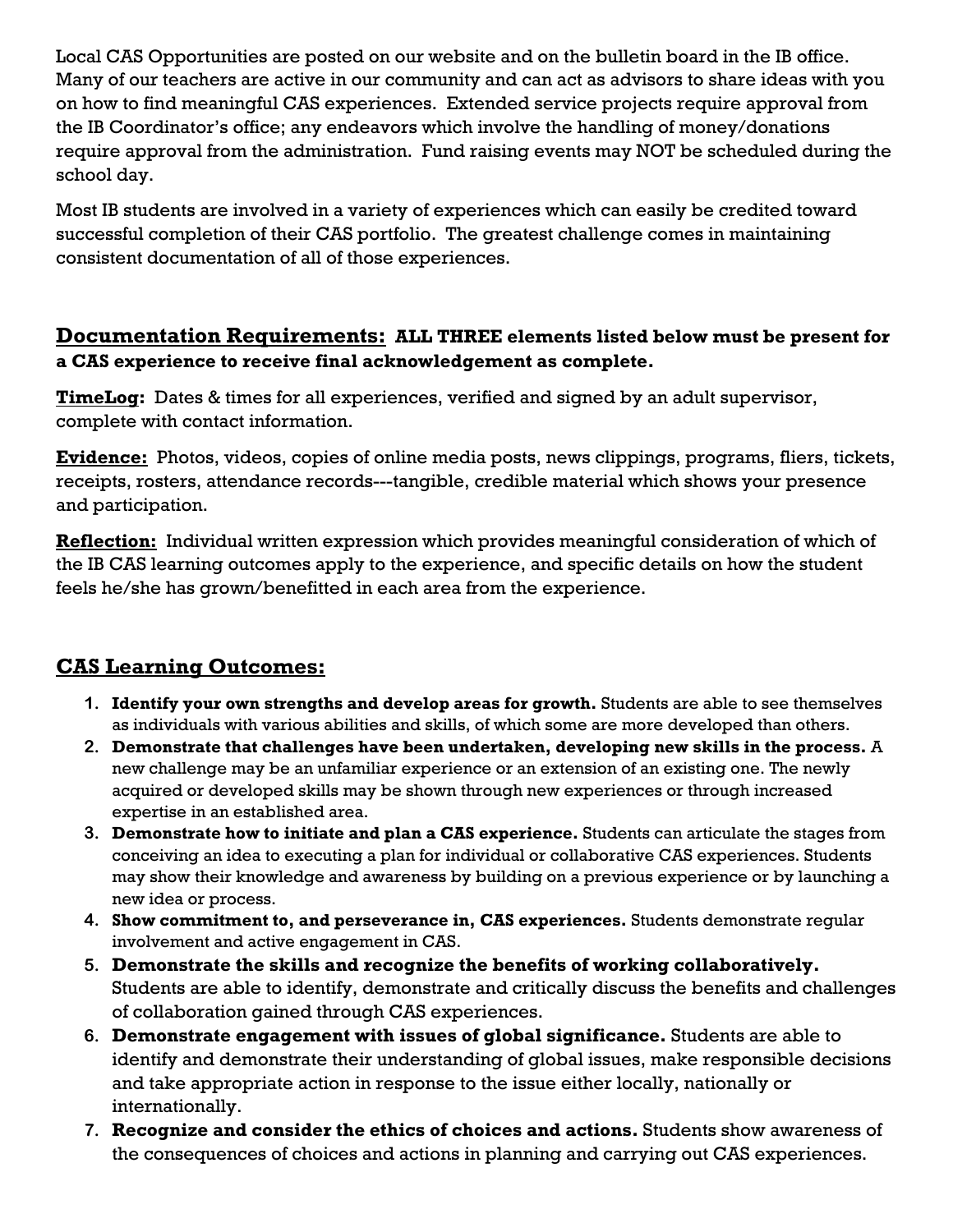Local CAS Opportunities are posted on our website and on the bulletin board in the IB office. Many of our teachers are active in our community and can act as advisors to share ideas with you on how to find meaningful CAS experiences. Extended service projects require approval from the IB Coordinator's office; any endeavors which involve the handling of money/donations require approval from the administration. Fund raising events may NOT be scheduled during the school day.

Most IB students are involved in a variety of experiences which can easily be credited toward successful completion of their CAS portfolio. The greatest challenge comes in maintaining consistent documentation of all of those experiences.

## Documentation Requirements: **ALL THREE elements listed below must be present for a CAS experience to receive final acknowledgement as complete.**

**TimeLog:** Dates & times for all experiences, verified and signed by an adult supervisor, complete with contact information.

**Evidence:** Photos, videos, copies of online media posts, news clippings, programs, fliers, tickets, receipts, rosters, attendance records---tangible, credible material which shows your presence and participation.

**Reflection:** Individual written expression which provides meaningful consideration of which of the IB CAS learning outcomes apply to the experience, and specific details on how the student feels he/she has grown/benefitted in each area from the experience.

## CAS Learning Outcomes:

1. **Identify your own strengths and develop areas for growth.** Students are able to see themselves as individuals with various abilities and skills, of which some are more developed than others.
2. **Demonstrate that challenges have been undertaken, developing new skills in the process.** A new challenge may be an unfamiliar experience or an extension of an existing one. The newly acquired or developed skills may be shown through new experiences or through increased expertise in an established area.
3. **Demonstrate how to initiate and plan a CAS experience.** Students can articulate the stages from conceiving an idea to executing a plan for individual or collaborative CAS experiences. Students may show their knowledge and awareness by building on a previous experience or by launching a new idea or process.
4. **Show commitment to, and perseverance in, CAS experiences.** Students demonstrate regular involvement and active engagement in CAS.
5. **Demonstrate the skills and recognize the benefits of working collaboratively.** Students are able to identify, demonstrate and critically discuss the benefits and challenges of collaboration gained through CAS experiences.
6. **Demonstrate engagement with issues of global significance.** Students are able to identify and demonstrate their understanding of global issues, make responsible decisions and take appropriate action in response to the issue either locally, nationally or internationally.
7. **Recognize and consider the ethics of choices and actions.** Students show awareness of the consequences of choices and actions in planning and carrying out CAS experiences.